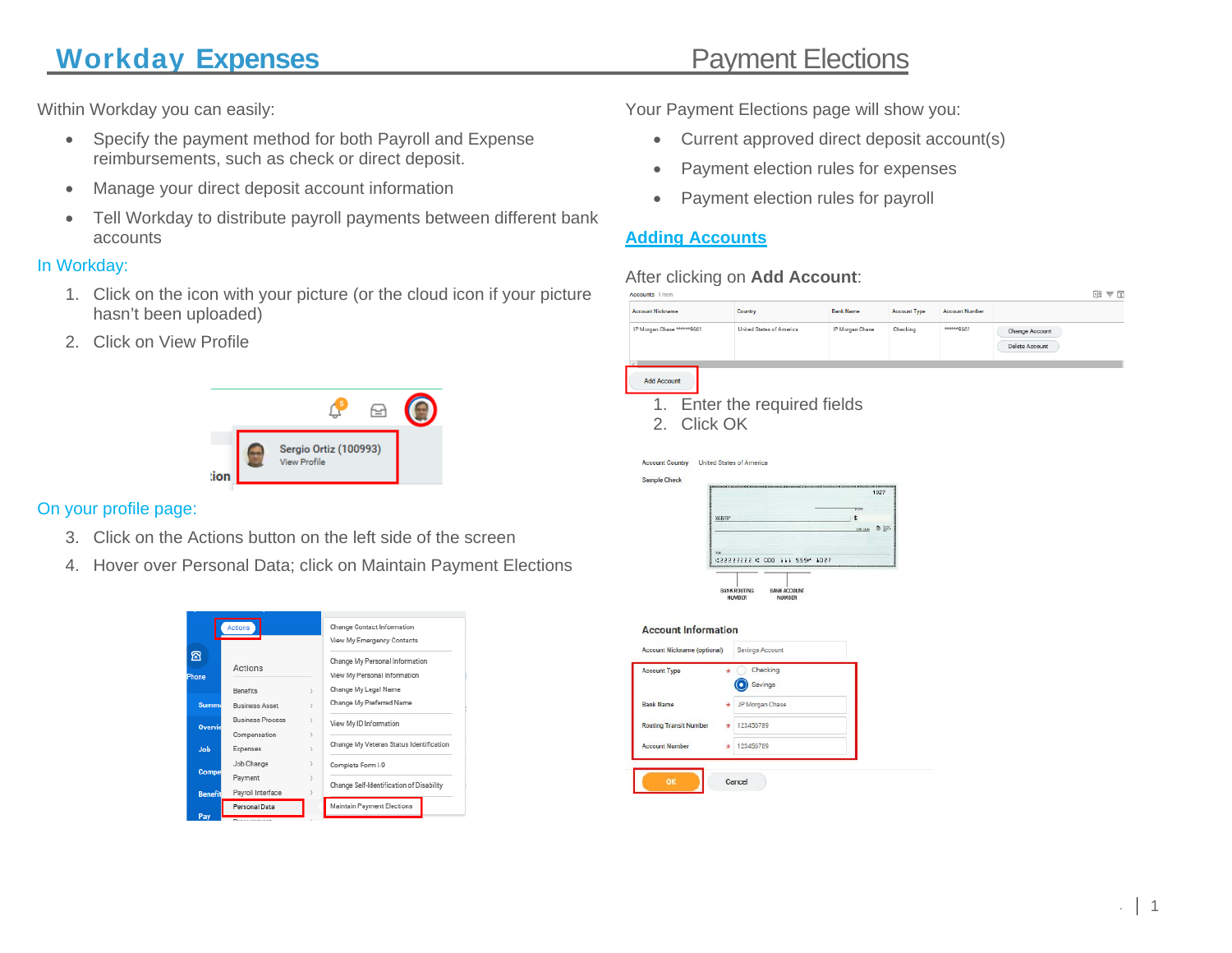# Workday Expenses

## Payment Elections

Within Workday you can easily:

- Specify the payment method for both Payroll and Expense reimbursements, such as check or direct deposit.
- Manage your direct deposit account information
- Tell Workday to distribute payroll payments between different bank accounts

### In Workday:

1. Click on the icon with your picture (or the cloud icon if your picture hasn't been uploaded)
2. Click on View Profile

### On your profile page:

3. Click on the Actions button on the left side of the screen
4. Hover over Personal Data; click on Maintain Payment Elections

Your Payment Elections page will show you:

- Current approved direct deposit account(s)
- Payment election rules for expenses
- Payment election rules for payroll

### Adding Accounts

After clicking on **Add Account**:

1. Enter the required fields
2. Click OK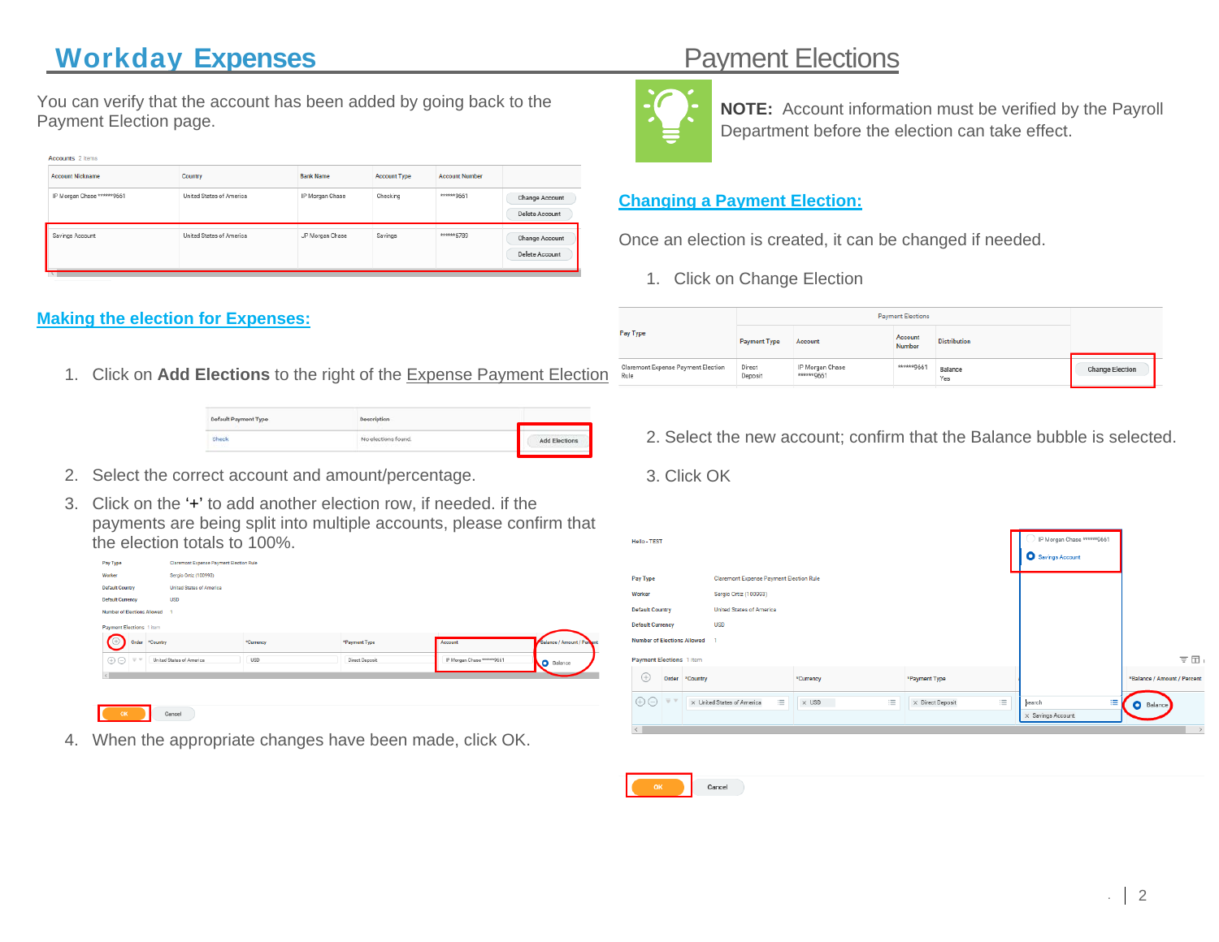# Workday Expenses

## Payment Elections

You can verify that the account has been added by going back to the Payment Election page.

Accounts 2 items

| Account Nickname | Country | Bank Name | Account Type | Account Number | |
|---|---|---|---|---|---|
| JP Morgan Chase ******9661 | United States of America | JP Morgan Chase | Checking | ******9661 | Change Account / Delete Account |
| Savings Account | United States of America | JP Morgan Chase | Savings | ******6789 | Change Account / Delete Account |

### Making the election for Expenses:

1. Click on **Add Elections** to the right of the Expense Payment Election

| Default Payment Type | Description | |
|---|---|---|
| Check | No elections found. | Add Elections |

2. Select the correct account and amount/percentage.
3. Click on the '+' to add another election row, if needed. if the payments are being split into multiple accounts, please confirm that the election totals to 100%.
4. When the appropriate changes have been made, click OK.

**NOTE:** Account information must be verified by the Payroll Department before the election can take effect.

### Changing a Payment Election:

Once an election is created, it can be changed if needed.

1. Click on Change Election

| Pay Type | Payment Elections | | | | |
|---|---|---|---|---|---|
| | Payment Type | Account | Account Number | Distribution | |
| Claremont Expense Payment Election Rule | Direct Deposit | JP Morgan Chase ******9661 | ******9661 | Balance Yes | Change Election |

2. Select the new account; confirm that the Balance bubble is selected.
3. Click OK